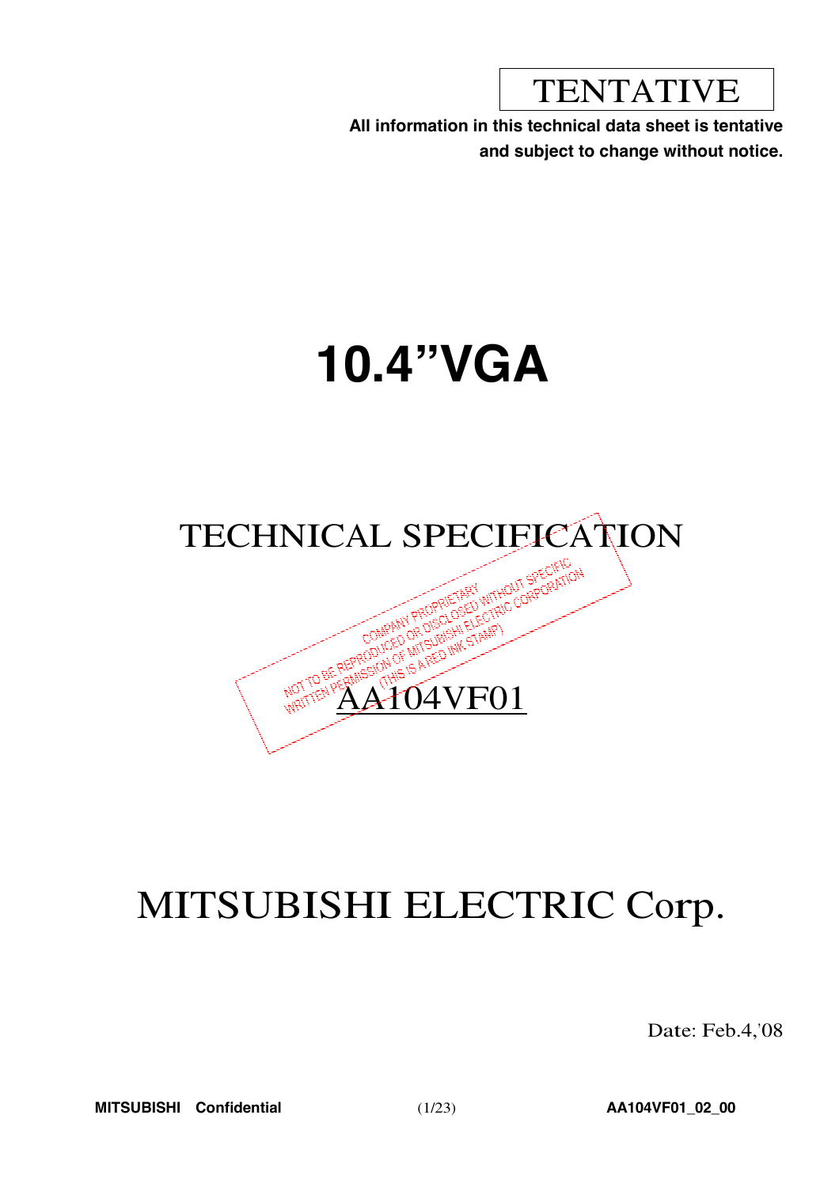TENTATIVE

**All information in this technical data sheet is tentative and subject to change without notice.**

# 10.4”VGA

## TECHNICAL SPECIFICATION

COMPANY PROPRIETARY
NOT TO BE REPRODUCED OR DISCLOSED WITHOUT SPECIFIC WRITTEN PERMISSION OF MITSUBISHI ELECTRIC CORPORATION
(THIS IS A RED INK STAMP)

## AA104VF01

# MITSUBISHI ELECTRIC Corp.

Date: Feb.4,'08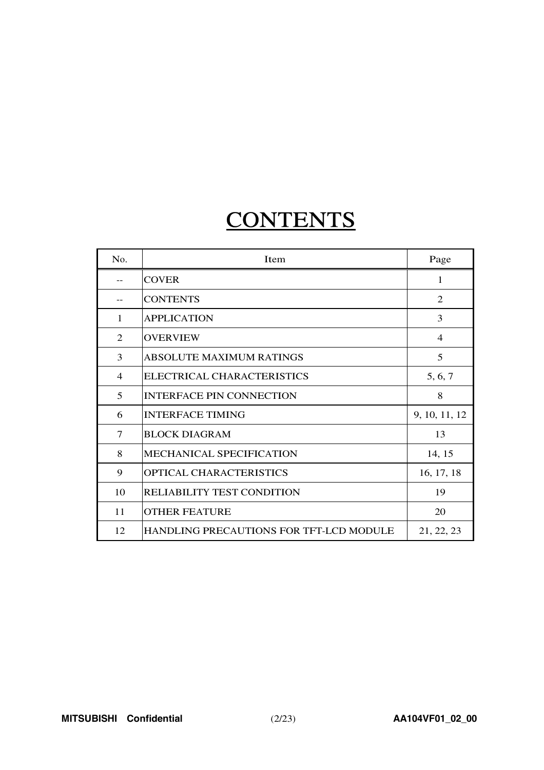# CONTENTS

| No. | Item | Page |
| --- | --- | --- |
| -- | COVER | 1 |
| -- | CONTENTS | 2 |
| 1 | APPLICATION | 3 |
| 2 | OVERVIEW | 4 |
| 3 | ABSOLUTE MAXIMUM RATINGS | 5 |
| 4 | ELECTRICAL CHARACTERISTICS | 5, 6, 7 |
| 5 | INTERFACE PIN CONNECTION | 8 |
| 6 | INTERFACE TIMING | 9, 10, 11, 12 |
| 7 | BLOCK DIAGRAM | 13 |
| 8 | MECHANICAL SPECIFICATION | 14, 15 |
| 9 | OPTICAL CHARACTERISTICS | 16, 17, 18 |
| 10 | RELIABILITY TEST CONDITION | 19 |
| 11 | OTHER FEATURE | 20 |
| 12 | HANDLING PRECAUTIONS FOR TFT-LCD MODULE | 21, 22, 23 |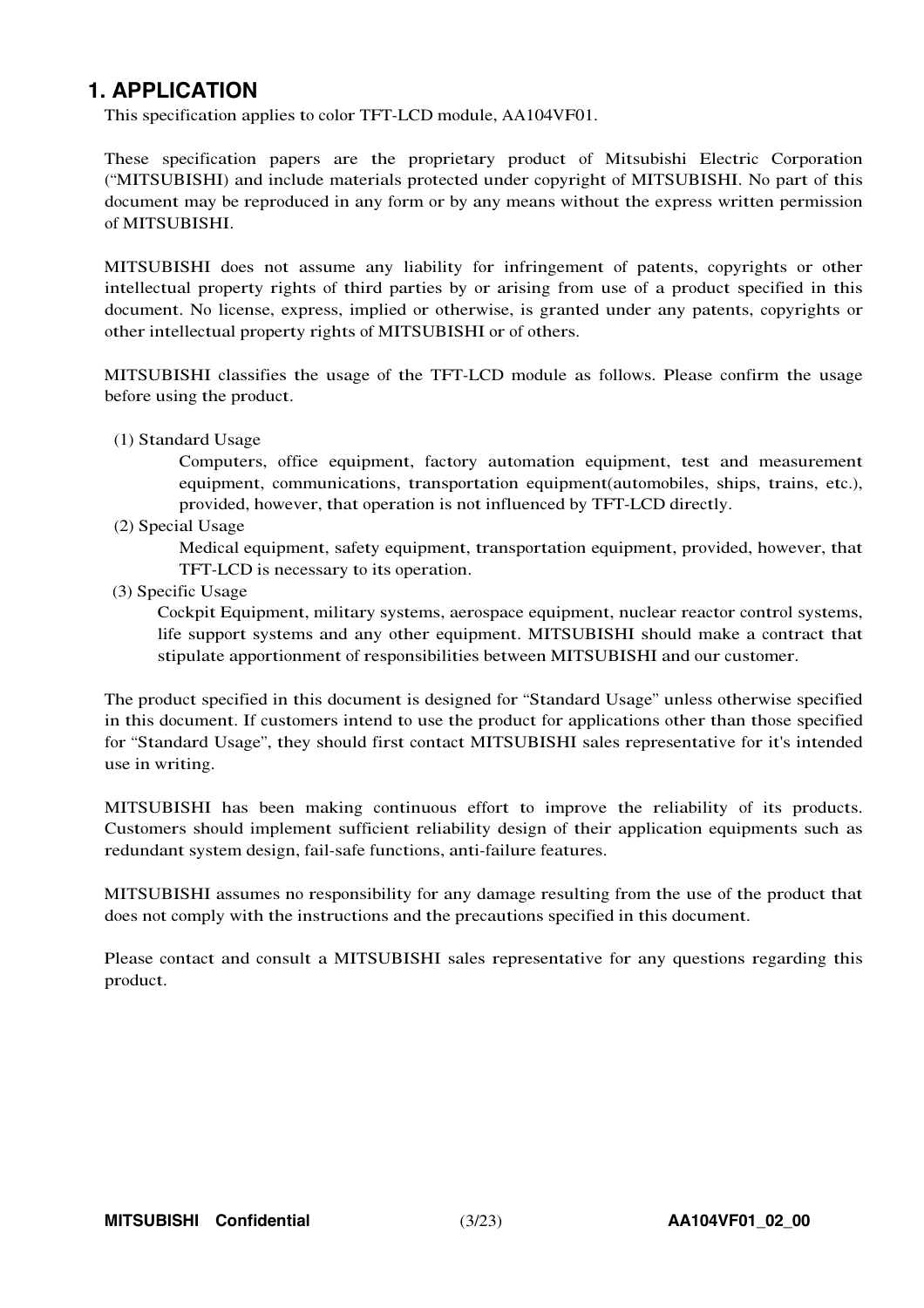# 1. APPLICATION

This specification applies to color TFT-LCD module, AA104VF01.

These specification papers are the proprietary product of Mitsubishi Electric Corporation ("MITSUBISHI) and include materials protected under copyright of MITSUBISHI. No part of this document may be reproduced in any form or by any means without the express written permission of MITSUBISHI.

MITSUBISHI does not assume any liability for infringement of patents, copyrights or other intellectual property rights of third parties by or arising from use of a product specified in this document. No license, express, implied or otherwise, is granted under any patents, copyrights or other intellectual property rights of MITSUBISHI or of others.

MITSUBISHI classifies the usage of the TFT-LCD module as follows. Please confirm the usage before using the product.

(1) Standard Usage
  Computers, office equipment, factory automation equipment, test and measurement equipment, communications, transportation equipment(automobiles, ships, trains, etc.), provided, however, that operation is not influenced by TFT-LCD directly.

(2) Special Usage
  Medical equipment, safety equipment, transportation equipment, provided, however, that TFT-LCD is necessary to its operation.

(3) Specific Usage
  Cockpit Equipment, military systems, aerospace equipment, nuclear reactor control systems, life support systems and any other equipment. MITSUBISHI should make a contract that stipulate apportionment of responsibilities between MITSUBISHI and our customer.

The product specified in this document is designed for "Standard Usage" unless otherwise specified in this document. If customers intend to use the product for applications other than those specified for "Standard Usage", they should first contact MITSUBISHI sales representative for it's intended use in writing.

MITSUBISHI has been making continuous effort to improve the reliability of its products. Customers should implement sufficient reliability design of their application equipments such as redundant system design, fail-safe functions, anti-failure features.

MITSUBISHI assumes no responsibility for any damage resulting from the use of the product that does not comply with the instructions and the precautions specified in this document.

Please contact and consult a MITSUBISHI sales representative for any questions regarding this product.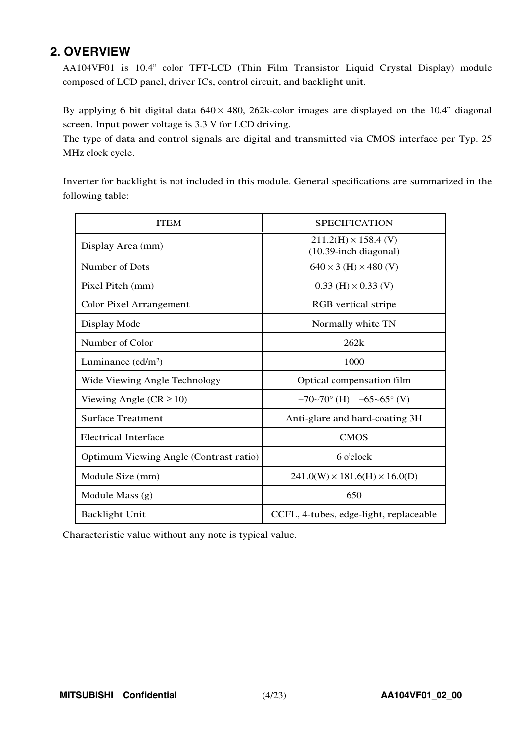## 2. OVERVIEW

AA104VF01 is 10.4” color TFT-LCD (Thin Film Transistor Liquid Crystal Display) module composed of LCD panel, driver ICs, control circuit, and backlight unit.

By applying 6 bit digital data $640 \times 480$, 262k-color images are displayed on the 10.4” diagonal screen. Input power voltage is 3.3 V for LCD driving.
The type of data and control signals are digital and transmitted via CMOS interface per Typ. 25 MHz clock cycle.

Inverter for backlight is not included in this module. General specifications are summarized in the following table:

| ITEM | SPECIFICATION |
|---|---|
| Display Area (mm) | 211.2(H) × 158.4 (V)<br>(10.39-inch diagonal) |
| Number of Dots | 640 × 3 (H) × 480 (V) |
| Pixel Pitch (mm) | 0.33 (H) × 0.33 (V) |
| Color Pixel Arrangement | RGB vertical stripe |
| Display Mode | Normally white TN |
| Number of Color | 262k |
| Luminance (cd/m$^2$) | 1000 |
| Wide Viewing Angle Technology | Optical compensation film |
| Viewing Angle (CR ≥ 10) | −70~70° (H)   −65~65° (V) |
| Surface Treatment | Anti-glare and hard-coating 3H |
| Electrical Interface | CMOS |
| Optimum Viewing Angle (Contrast ratio) | 6 o'clock |
| Module Size (mm) | 241.0(W) × 181.6(H) × 16.0(D) |
| Module Mass (g) | 650 |
| Backlight Unit | CCFL, 4-tubes, edge-light, replaceable |

Characteristic value without any note is typical value.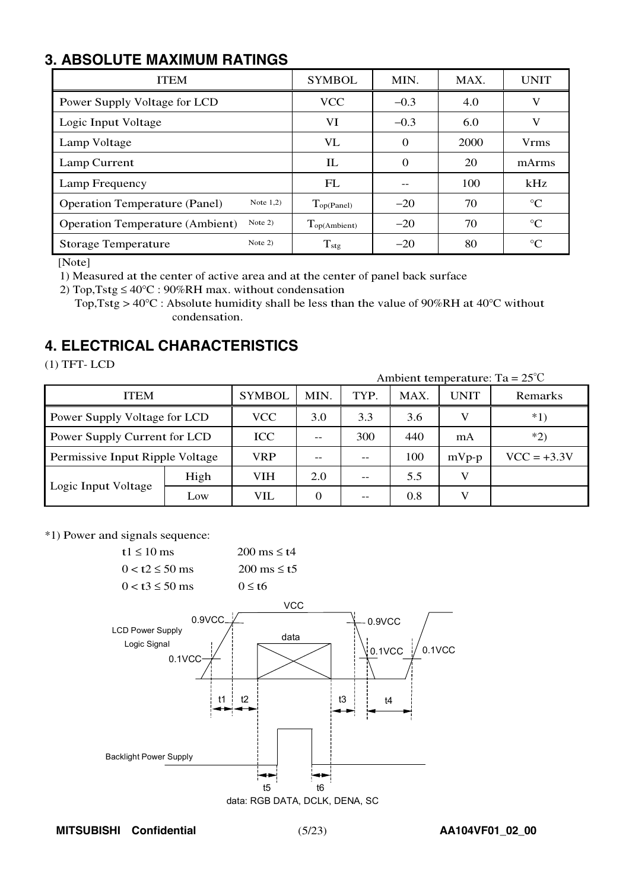## 3. ABSOLUTE MAXIMUM RATINGS

| ITEM | SYMBOL | MIN. | MAX. | UNIT |
|---|---|---|---|---|
| Power Supply Voltage for LCD | VCC | −0.3 | 4.0 | V |
| Logic Input Voltage | VI | −0.3 | 6.0 | V |
| Lamp Voltage | VL | 0 | 2000 | Vrms |
| Lamp Current | IL | 0 | 20 | mArms |
| Lamp Frequency | FL | -- | 100 | kHz |
| Operation Temperature (Panel) Note 1,2) | $T_{op(Panel)}$ | −20 | 70 | °C |
| Operation Temperature (Ambient) Note 2) | $T_{op(Ambient)}$ | −20 | 70 | °C |
| Storage Temperature Note 2) | $T_{stg}$ | −20 | 80 | °C |

[Note]

1) Measured at the center of active area and at the center of panel back surface

2) Top,Tstg ≤ 40°C : 90%RH max. without condensation
   Top,Tstg > 40°C : Absolute humidity shall be less than the value of 90%RH at 40°C without condensation.

## 4. ELECTRICAL CHARACTERISTICS

(1) TFT- LCD

Ambient temperature: Ta = 25°C

| ITEM | | SYMBOL | MIN. | TYP. | MAX. | UNIT | Remarks |
|---|---|---|---|---|---|---|---|
| Power Supply Voltage for LCD | | VCC | 3.0 | 3.3 | 3.6 | V | *1) |
| Power Supply Current for LCD | | ICC | -- | 300 | 440 | mA | *2) |
| Permissive Input Ripple Voltage | | VRP | -- | -- | 100 | mVp-p | VCC = +3.3V |
| Logic Input Voltage | High | VIH | 2.0 | -- | 5.5 | V | |
| | Low | VIL | 0 | -- | 0.8 | V | |

*1) Power and signals sequence:

| | |
|---|---|
| t1 ≤ 10 ms | 200 ms ≤ t4 |
| 0 < t2 ≤ 50 ms | 200 ms ≤ t5 |
| 0 < t3 ≤ 50 ms | 0 ≤ t6 |

LCD Power Supply / Logic Signal: VCC, 0.9VCC, 0.1VCC, data, t1, t2, t3, t4

Backlight Power Supply: t5, t6

data: RGB DATA, DCLK, DENA, SC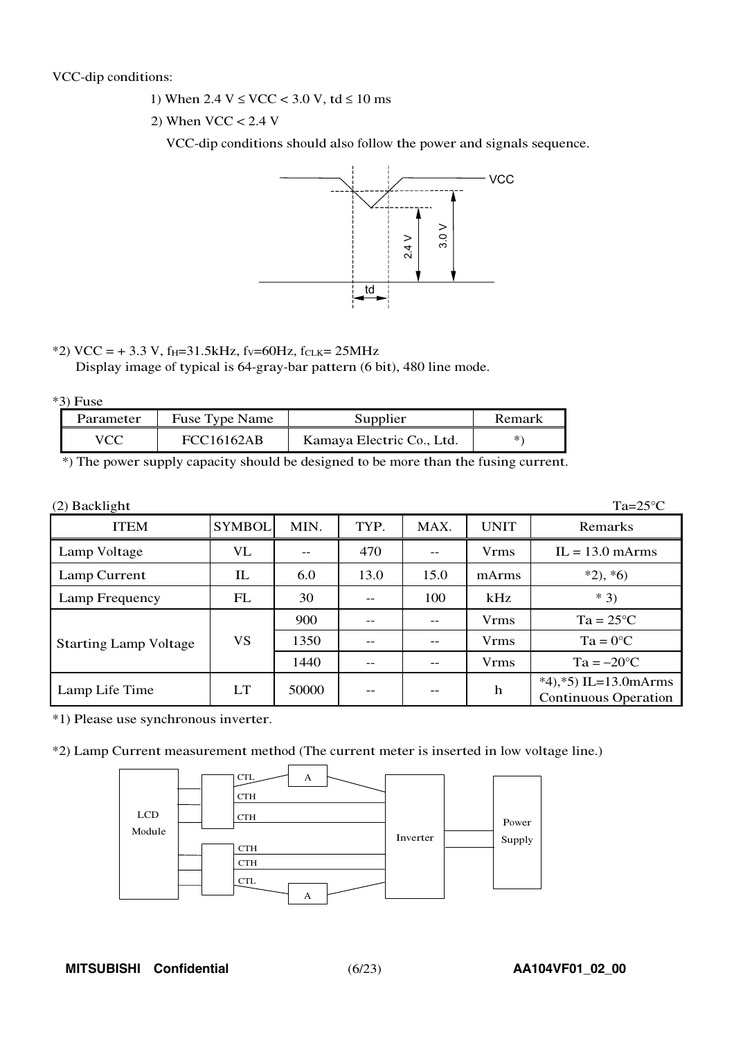VCC-dip conditions:

1) When 2.4 V ≤ VCC < 3.0 V, td ≤ 10 ms

2) When VCC < 2.4 V

VCC-dip conditions should also follow the power and signals sequence.

*2) VCC = + 3.3 V, $f_H$=31.5kHz, $f_V$=60Hz, $f_{CLK}$= 25MHz
Display image of typical is 64-gray-bar pattern (6 bit), 480 line mode.

*3) Fuse

| Parameter | Fuse Type Name | Supplier | Remark |
|---|---|---|---|
| VCC | FCC16162AB | Kamaya Electric Co., Ltd. | *) |

*) The power supply capacity should be designed to be more than the fusing current.

(2) Backlight Ta=25°C

| ITEM | SYMBOL | MIN. | TYP. | MAX. | UNIT | Remarks |
|---|---|---|---|---|---|---|
| Lamp Voltage | VL | -- | 470 | -- | Vrms | IL = 13.0 mArms |
| Lamp Current | IL | 6.0 | 13.0 | 15.0 | mArms | *2), *6) |
| Lamp Frequency | FL | 30 | -- | 100 | kHz | * 3) |
| Starting Lamp Voltage | VS | 900 | -- | -- | Vrms | Ta = 25°C |
| | | 1350 | -- | -- | Vrms | Ta = 0°C |
| | | 1440 | -- | -- | Vrms | Ta = −20°C |
| Lamp Life Time | LT | 50000 | -- | -- | h | *4),*5) IL=13.0mArms Continuous Operation |

*1) Please use synchronous inverter.

*2) Lamp Current measurement method (The current meter is inserted in low voltage line.)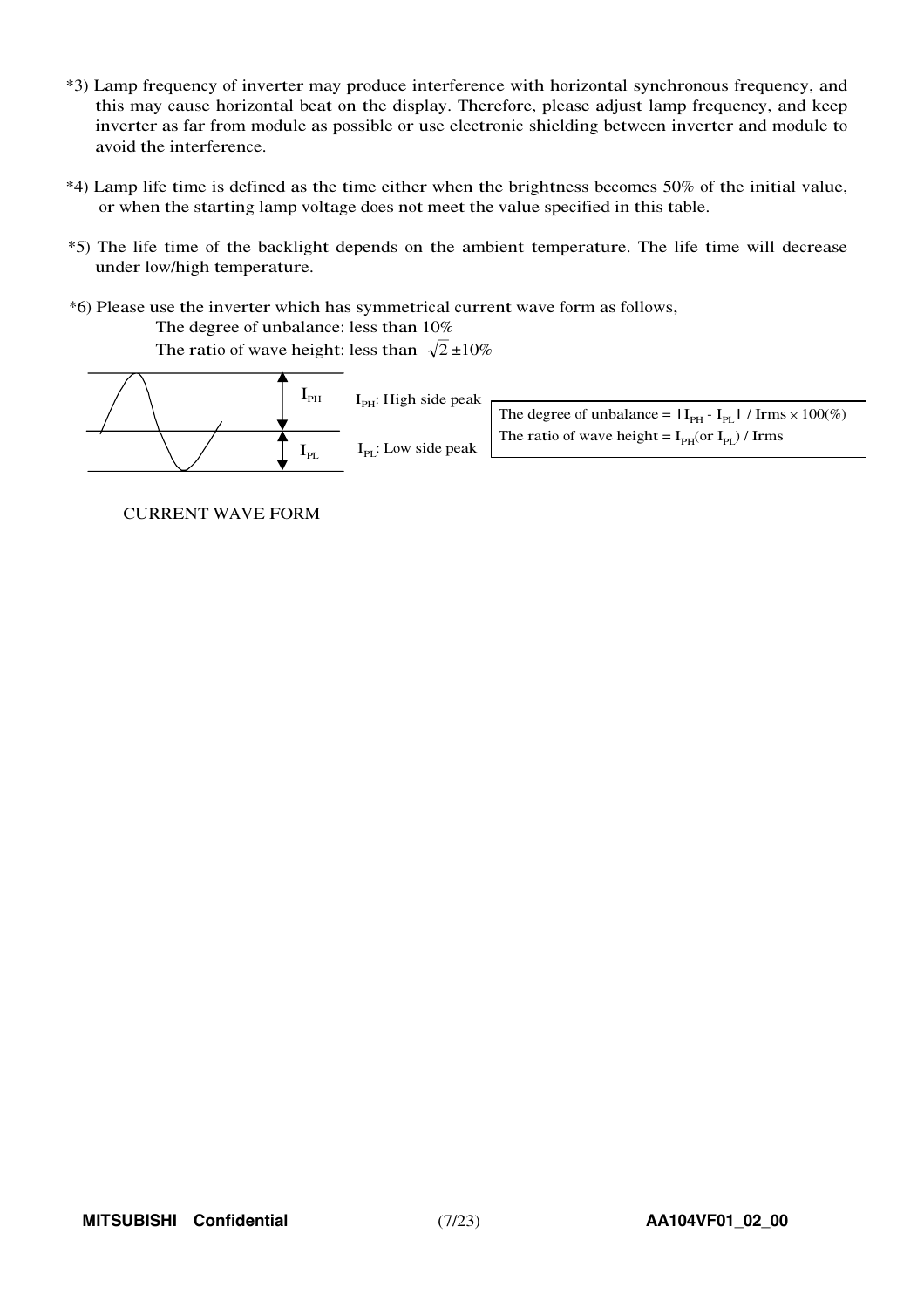*3) Lamp frequency of inverter may produce interference with horizontal synchronous frequency, and this may cause horizontal beat on the display. Therefore, please adjust lamp frequency, and keep inverter as far from module as possible or use electronic shielding between inverter and module to avoid the interference.

*4) Lamp life time is defined as the time either when the brightness becomes 50% of the initial value, or when the starting lamp voltage does not meet the value specified in this table.

*5) The life time of the backlight depends on the ambient temperature. The life time will decrease under low/high temperature.

*6) Please use the inverter which has symmetrical current wave form as follows,

The degree of unbalance: less than 10%

The ratio of wave height: less than $\sqrt{2} \pm 10\%$

$I_{PH}$

$I_{PL}$

$I_{PH}$: High side peak

$I_{PL}$: Low side peak

The degree of unbalance = $| I_{PH} - I_{PL} |$ / Irms $\times$ 100(%)

The ratio of wave height = $I_{PH}$(or $I_{PL}$) / Irms

CURRENT WAVE FORM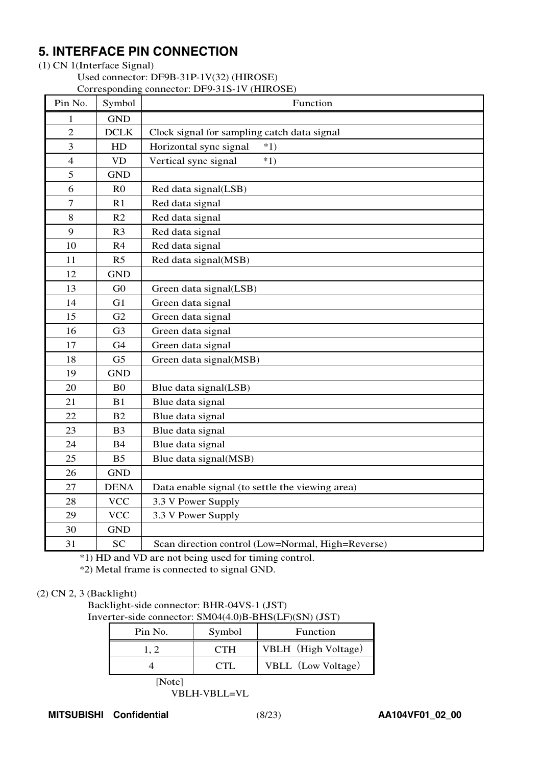## 5. INTERFACE PIN CONNECTION

(1) CN 1(Interface Signal)

Used connector: DF9B-31P-1V(32) (HIROSE)
Corresponding connector: DF9-31S-1V (HIROSE)

| Pin No. | Symbol | Function |
|---|---|---|
| 1 | GND | |
| 2 | DCLK | Clock signal for sampling catch data signal |
| 3 | HD | Horizontal sync signal *1) |
| 4 | VD | Vertical sync signal *1) |
| 5 | GND | |
| 6 | R0 | Red data signal(LSB) |
| 7 | R1 | Red data signal |
| 8 | R2 | Red data signal |
| 9 | R3 | Red data signal |
| 10 | R4 | Red data signal |
| 11 | R5 | Red data signal(MSB) |
| 12 | GND | |
| 13 | G0 | Green data signal(LSB) |
| 14 | G1 | Green data signal |
| 15 | G2 | Green data signal |
| 16 | G3 | Green data signal |
| 17 | G4 | Green data signal |
| 18 | G5 | Green data signal(MSB) |
| 19 | GND | |
| 20 | B0 | Blue data signal(LSB) |
| 21 | B1 | Blue data signal |
| 22 | B2 | Blue data signal |
| 23 | B3 | Blue data signal |
| 24 | B4 | Blue data signal |
| 25 | B5 | Blue data signal(MSB) |
| 26 | GND | |
| 27 | DENA | Data enable signal (to settle the viewing area) |
| 28 | VCC | 3.3 V Power Supply |
| 29 | VCC | 3.3 V Power Supply |
| 30 | GND | |
| 31 | SC | Scan direction control (Low=Normal, High=Reverse) |

*1) HD and VD are not being used for timing control.
*2) Metal frame is connected to signal GND.

(2) CN 2, 3 (Backlight)

Backlight-side connector: BHR-04VS-1 (JST)
Inverter-side connector: SM04(4.0)B-BHS(LF)(SN) (JST)

| Pin No. | Symbol | Function |
|---|---|---|
| 1, 2 | CTH | VBLH（High Voltage） |
| 4 | CTL | VBLL（Low Voltage） |

[Note]
VBLH-VBLL=VL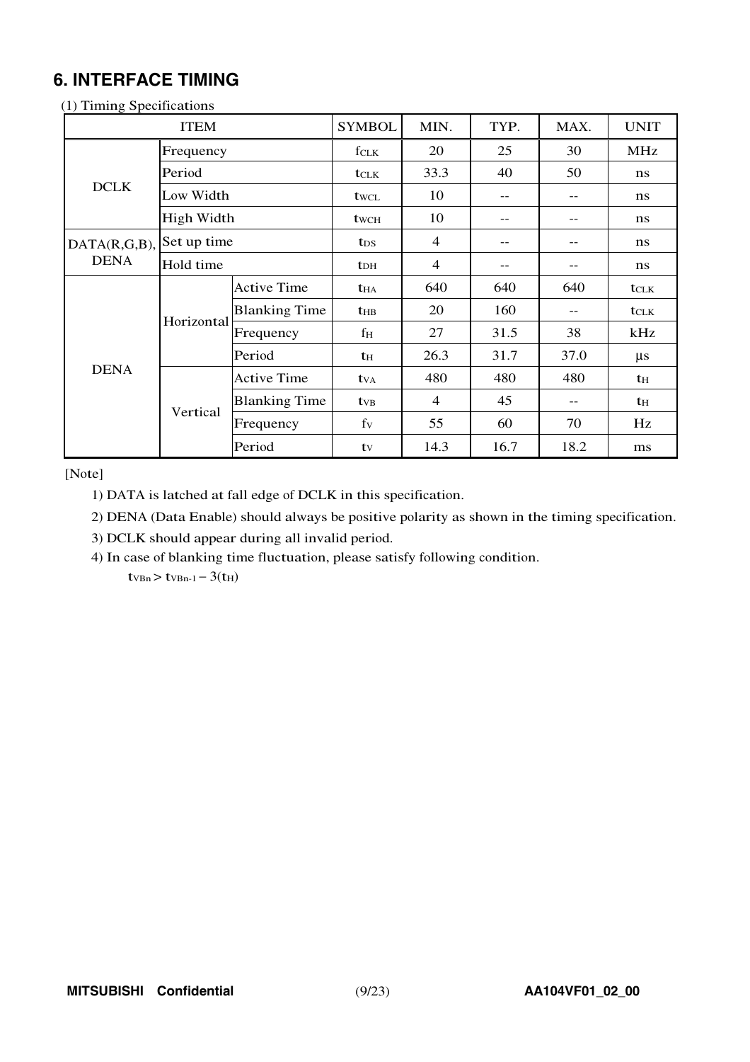## 6. INTERFACE TIMING

(1) Timing Specifications

| ITEM | | | SYMBOL | MIN. | TYP. | MAX. | UNIT |
|---|---|---|---|---|---|---|---|
| DCLK | Frequency | | $f_{CLK}$ | 20 | 25 | 30 | MHz |
| | Period | | $t_{CLK}$ | 33.3 | 40 | 50 | ns |
| | Low Width | | $t_{WCL}$ | 10 | -- | -- | ns |
| | High Width | | $t_{WCH}$ | 10 | -- | -- | ns |
| DATA(R,G,B), DENA | Set up time | | $t_{DS}$ | 4 | -- | -- | ns |
| | Hold time | | $t_{DH}$ | 4 | -- | -- | ns |
| DENA | Horizontal | Active Time | $t_{HA}$ | 640 | 640 | 640 | $t_{CLK}$ |
| | | Blanking Time | $t_{HB}$ | 20 | 160 | -- | $t_{CLK}$ |
| | | Frequency | $f_H$ | 27 | 31.5 | 38 | kHz |
| | | Period | $t_H$ | 26.3 | 31.7 | 37.0 | μs |
| | Vertical | Active Time | $t_{VA}$ | 480 | 480 | 480 | $t_H$ |
| | | Blanking Time | $t_{VB}$ | 4 | 45 | -- | $t_H$ |
| | | Frequency | $f_V$ | 55 | 60 | 70 | Hz |
| | | Period | $t_V$ | 14.3 | 16.7 | 18.2 | ms |

[Note]

1) DATA is latched at fall edge of DCLK in this specification.

2) DENA (Data Enable) should always be positive polarity as shown in the timing specification.

3) DCLK should appear during all invalid period.

4) In case of blanking time fluctuation, please satisfy following condition.

$t_{VBn} > t_{VBn-1} - 3(t_H)$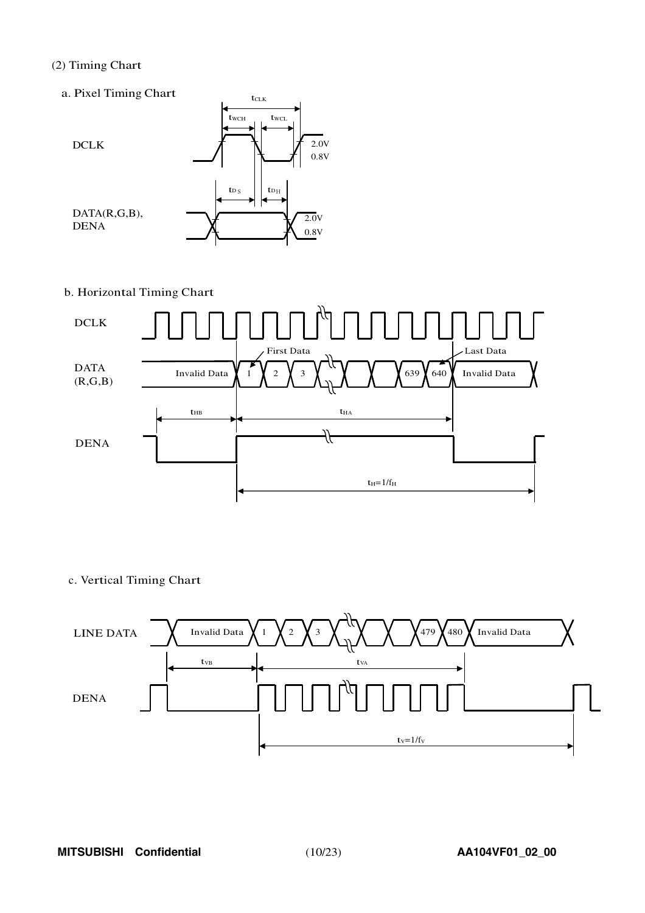(2) Timing Chart

a. Pixel Timing Chart

$t_{CLK}$

$t_{WCH}$ $t_{WCL}$

DCLK

2.0V

0.8V

$t_{DS}$ $t_{DH}$

DATA(R,G,B), DENA

2.0V

0.8V

b. Horizontal Timing Chart

DCLK

First Data

Last Data

DATA (R,G,B)

Invalid Data 1 2 3 639 640 Invalid Data

$t_{HB}$ $t_{HA}$

DENA

$t_H=1/f_H$

c. Vertical Timing Chart

LINE DATA

Invalid Data 1 2 3 479 480 Invalid Data

$t_{VB}$ $t_{VA}$

DENA

$t_V=1/f_V$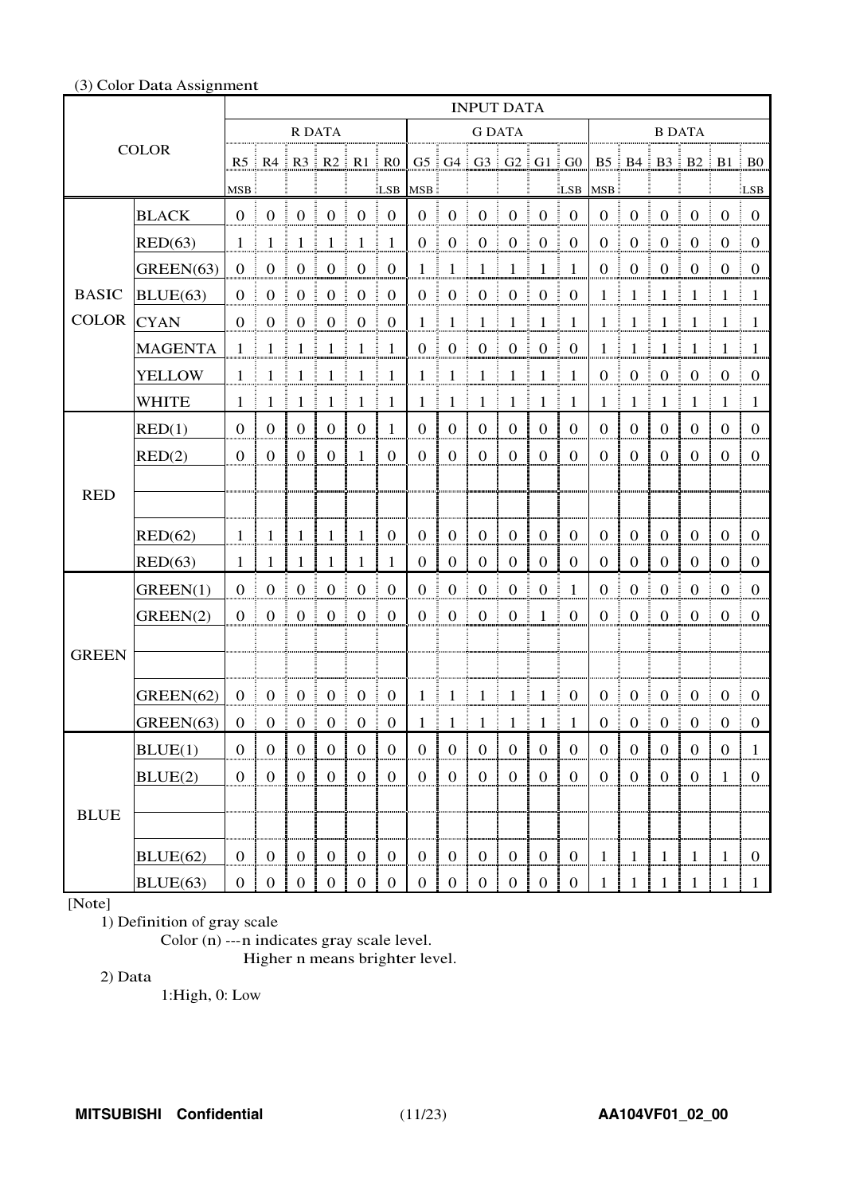(3) Color Data Assignment

| COLOR | | INPUT DATA | | | | | | | | | | | | | | | | | |
|---|---|---|---|---|---|---|---|---|---|---|---|---|---|---|---|---|---|---|---|
| | | R DATA | | | | | | G DATA | | | | | | B DATA | | | | | |
| | | R5 MSB | R4 | R3 | R2 | R1 | R0 LSB | G5 MSB | G4 | G3 | G2 | G1 | G0 LSB | B5 MSB | B4 | B3 | B2 | B1 | B0 LSB |
| BASIC COLOR | BLACK | 0 | 0 | 0 | 0 | 0 | 0 | 0 | 0 | 0 | 0 | 0 | 0 | 0 | 0 | 0 | 0 | 0 | 0 |
| | RED(63) | 1 | 1 | 1 | 1 | 1 | 1 | 0 | 0 | 0 | 0 | 0 | 0 | 0 | 0 | 0 | 0 | 0 | 0 |
| | GREEN(63) | 0 | 0 | 0 | 0 | 0 | 0 | 1 | 1 | 1 | 1 | 1 | 1 | 0 | 0 | 0 | 0 | 0 | 0 |
| | BLUE(63) | 0 | 0 | 0 | 0 | 0 | 0 | 0 | 0 | 0 | 0 | 0 | 0 | 1 | 1 | 1 | 1 | 1 | 1 |
| | CYAN | 0 | 0 | 0 | 0 | 0 | 0 | 1 | 1 | 1 | 1 | 1 | 1 | 1 | 1 | 1 | 1 | 1 | 1 |
| | MAGENTA | 1 | 1 | 1 | 1 | 1 | 1 | 0 | 0 | 0 | 0 | 0 | 0 | 1 | 1 | 1 | 1 | 1 | 1 |
| | YELLOW | 1 | 1 | 1 | 1 | 1 | 1 | 1 | 1 | 1 | 1 | 1 | 1 | 0 | 0 | 0 | 0 | 0 | 0 |
| | WHITE | 1 | 1 | 1 | 1 | 1 | 1 | 1 | 1 | 1 | 1 | 1 | 1 | 1 | 1 | 1 | 1 | 1 | 1 |
| RED | RED(1) | 0 | 0 | 0 | 0 | 0 | 1 | 0 | 0 | 0 | 0 | 0 | 0 | 0 | 0 | 0 | 0 | 0 | 0 |
| | RED(2) | 0 | 0 | 0 | 0 | 1 | 0 | 0 | 0 | 0 | 0 | 0 | 0 | 0 | 0 | 0 | 0 | 0 | 0 |
| | | | | | | | | | | | | | | | | | | | |
| | | | | | | | | | | | | | | | | | | | |
| | RED(62) | 1 | 1 | 1 | 1 | 1 | 0 | 0 | 0 | 0 | 0 | 0 | 0 | 0 | 0 | 0 | 0 | 0 | 0 |
| | RED(63) | 1 | 1 | 1 | 1 | 1 | 1 | 0 | 0 | 0 | 0 | 0 | 0 | 0 | 0 | 0 | 0 | 0 | 0 |
| GREEN | GREEN(1) | 0 | 0 | 0 | 0 | 0 | 0 | 0 | 0 | 0 | 0 | 0 | 1 | 0 | 0 | 0 | 0 | 0 | 0 |
| | GREEN(2) | 0 | 0 | 0 | 0 | 0 | 0 | 0 | 0 | 0 | 0 | 1 | 0 | 0 | 0 | 0 | 0 | 0 | 0 |
| | | | | | | | | | | | | | | | | | | | |
| | | | | | | | | | | | | | | | | | | | |
| | GREEN(62) | 0 | 0 | 0 | 0 | 0 | 0 | 1 | 1 | 1 | 1 | 1 | 0 | 0 | 0 | 0 | 0 | 0 | 0 |
| | GREEN(63) | 0 | 0 | 0 | 0 | 0 | 0 | 1 | 1 | 1 | 1 | 1 | 1 | 0 | 0 | 0 | 0 | 0 | 0 |
| BLUE | BLUE(1) | 0 | 0 | 0 | 0 | 0 | 0 | 0 | 0 | 0 | 0 | 0 | 0 | 0 | 0 | 0 | 0 | 0 | 1 |
| | BLUE(2) | 0 | 0 | 0 | 0 | 0 | 0 | 0 | 0 | 0 | 0 | 0 | 0 | 0 | 0 | 0 | 0 | 1 | 0 |
| | | | | | | | | | | | | | | | | | | | |
| | | | | | | | | | | | | | | | | | | | |
| | BLUE(62) | 0 | 0 | 0 | 0 | 0 | 0 | 0 | 0 | 0 | 0 | 0 | 0 | 1 | 1 | 1 | 1 | 1 | 0 |
| | BLUE(63) | 0 | 0 | 0 | 0 | 0 | 0 | 0 | 0 | 0 | 0 | 0 | 0 | 1 | 1 | 1 | 1 | 1 | 1 |

[Note]

1) Definition of gray scale

Color (n) ---n indicates gray scale level.
Higher n means brighter level.

2) Data

1:High, 0: Low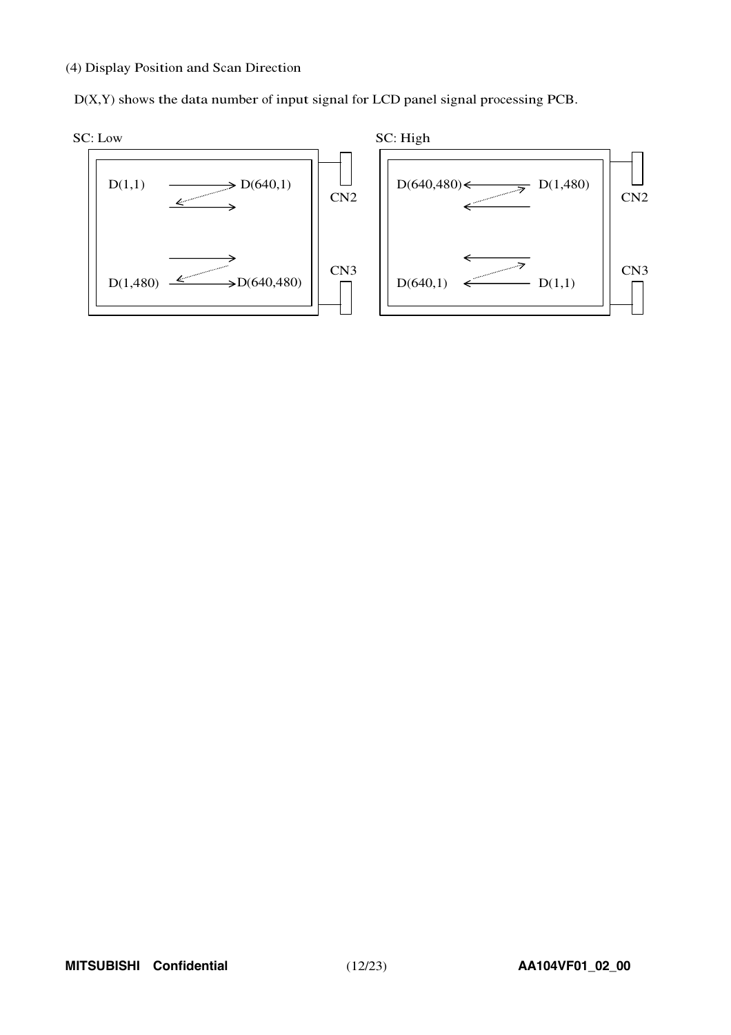(4) Display Position and Scan Direction

D(X,Y) shows the data number of input signal for LCD panel signal processing PCB.

SC: Low

D(1,1) → D(640,1)

D(1,480) → D(640,480)

CN2

CN3

SC: High

D(640,480) ← D(1,480)

D(640,1) ← D(1,1)

CN2

CN3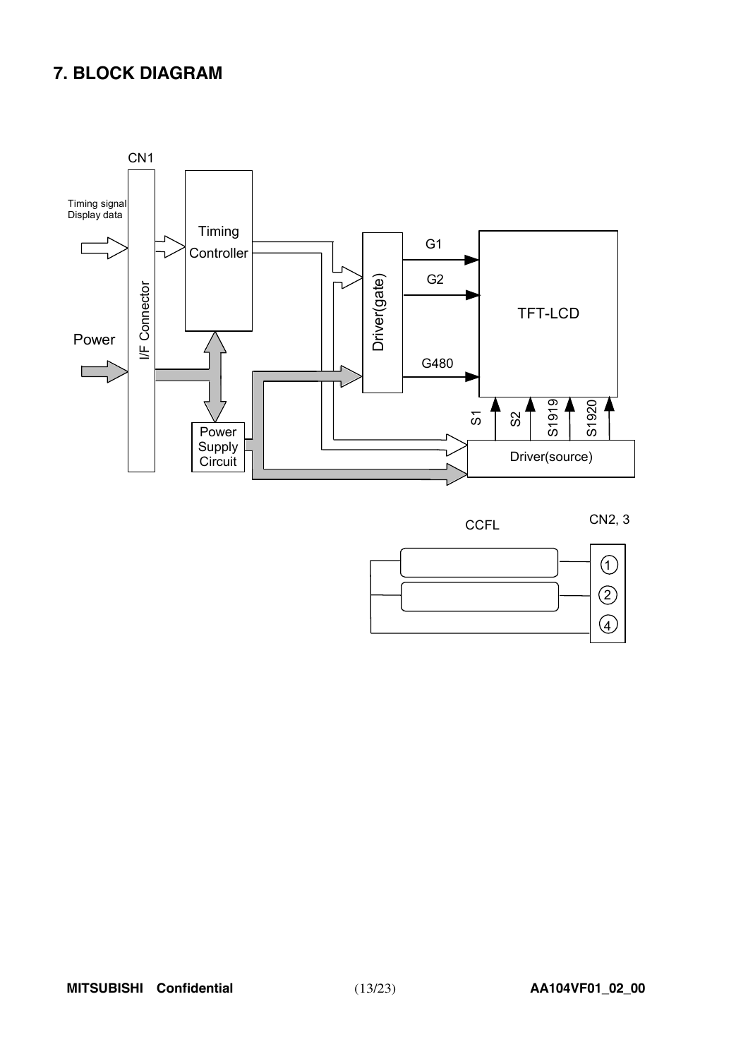# 7. BLOCK DIAGRAM

CN1

Timing signal
Display data

Power

I/F Connector

Timing Controller

Power Supply Circuit

Driver(gate)

G1

G2

G480

TFT-LCD

S1 S2 S1919 S1920

Driver(source)

CCFL

CN2, 3

①

②

④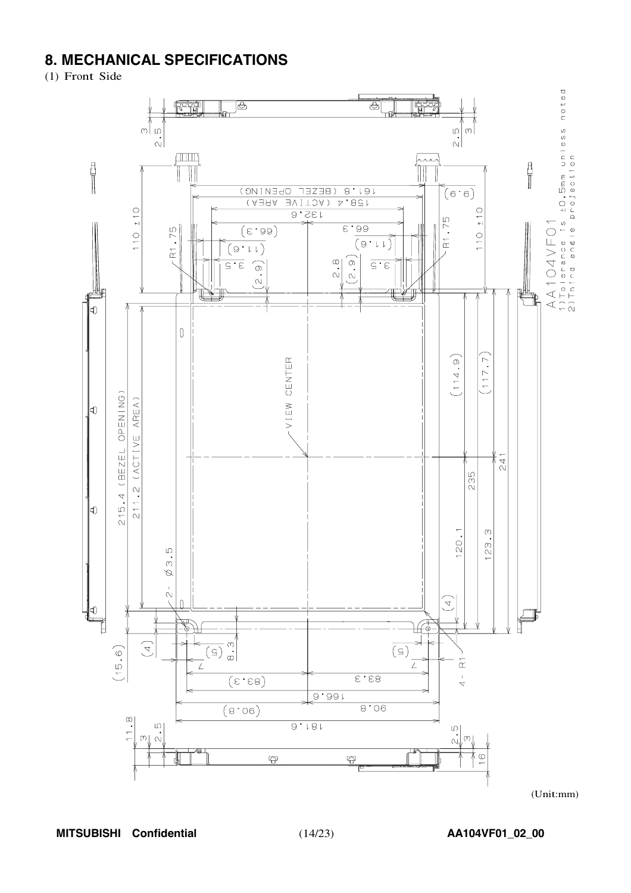# 8. MECHANICAL SPECIFICATIONS

(1) Front Side

AA104VF01

1) Tolerance is ±0.5mm unless noted

2) Third angle projection

161.8 (BEZEL OPENING)

158.4 (ACTIVE AREA)

215.4 (BEZEL OPENING)

211.2 (ACTIVE AREA)

VIEW CENTER

(Unit:mm)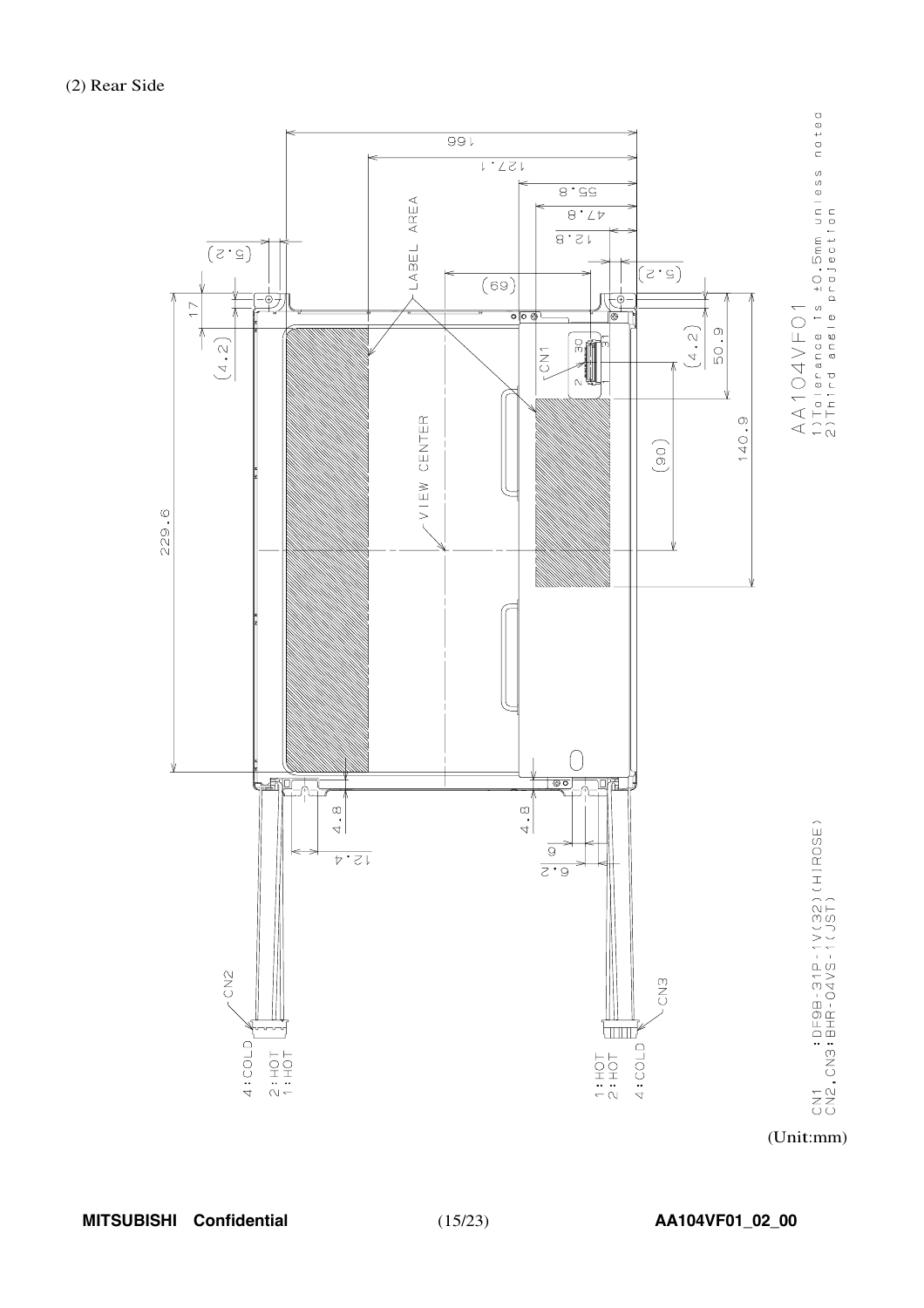(2) Rear Side

AA104VF01

1)Tolerance is ±0.5mm unless noted
2)Third angle projection

166
127.1
55.8
47.8
12.8
(5.2)
(5.2)
(69)
17
(4.2)
(4.2)
50.9
140.9
(90)
229.6
4.8
4.8
12.4
6
6.2

LABEL AREA

VIEW CENTER

CN1

CN2

CN3

4:COLD
2:HOT
1:HOT

1:HOT
2:HOT
4:COLD

CN1 :DF9B-31P-1V(32)(HIROSE)
CN2,CN3:BHR-04VS-1(JST)

(Unit:mm)

MITSUBISHI Confidential

AA104VF01_02_00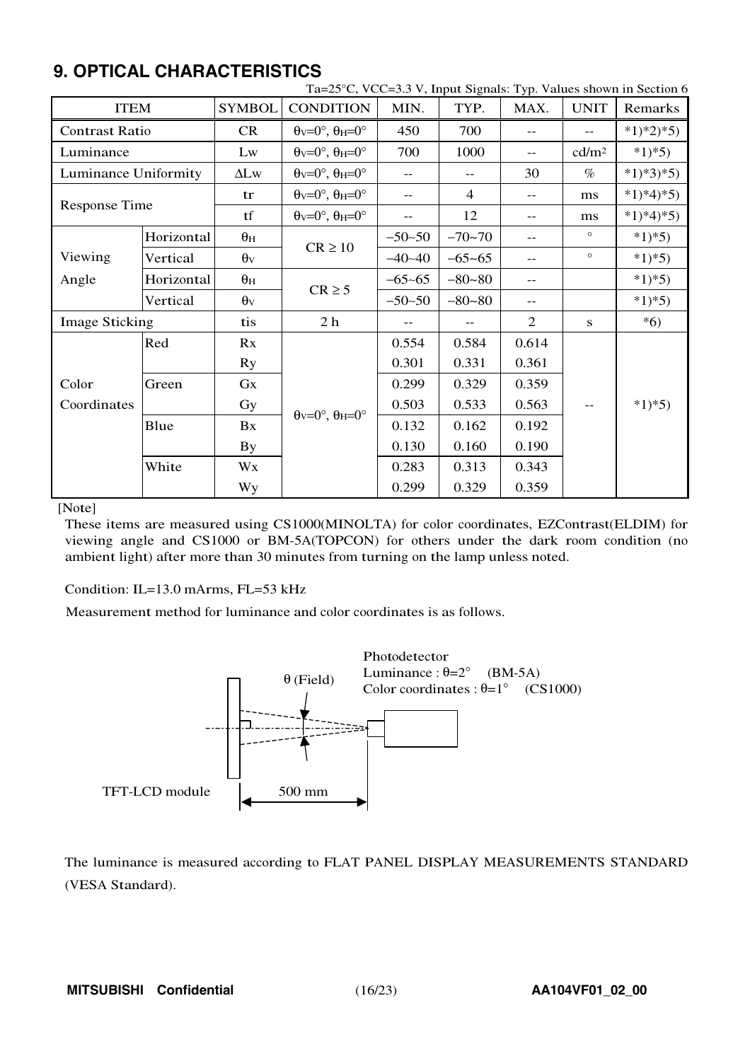## 9. OPTICAL CHARACTERISTICS

Ta=25°C, VCC=3.3 V, Input Signals: Typ. Values shown in Section 6

| ITEM | | SYMBOL | CONDITION | MIN. | TYP. | MAX. | UNIT | Remarks |
|---|---|---|---|---|---|---|---|---|
| Contrast Ratio | | CR | $\theta_V$=0°, $\theta_H$=0° | 450 | 700 | -- | -- | *1)*2)*5) |
| Luminance | | Lw | $\theta_V$=0°, $\theta_H$=0° | 700 | 1000 | -- | cd/m² | *1)*5) |
| Luminance Uniformity | | ΔLw | $\theta_V$=0°, $\theta_H$=0° | -- | -- | 30 | % | *1)*3)*5) |
| Response Time | | tr | $\theta_V$=0°, $\theta_H$=0° | -- | 4 | -- | ms | *1)*4)*5) |
| | | tf | $\theta_V$=0°, $\theta_H$=0° | -- | 12 | -- | ms | *1)*4)*5) |
| Viewing Angle | Horizontal | $\theta_H$ | CR ≥ 10 | −50~50 | −70~70 | -- | ° | *1)*5) |
| | Vertical | $\theta_V$ | | −40~40 | −65~65 | -- | ° | *1)*5) |
| | Horizontal | $\theta_H$ | CR ≥ 5 | −65~65 | −80~80 | -- | | *1)*5) |
| | Vertical | $\theta_V$ | | −50~50 | −80~80 | -- | | *1)*5) |
| Image Sticking | | tis | 2 h | -- | -- | 2 | s | *6) |
| Color Coordinates | Red | Rx | $\theta_V$=0°, $\theta_H$=0° | 0.554 | 0.584 | 0.614 | -- | *1)*5) |
| | | Ry | | 0.301 | 0.331 | 0.361 | | |
| | Green | Gx | | 0.299 | 0.329 | 0.359 | | |
| | | Gy | | 0.503 | 0.533 | 0.563 | | |
| | Blue | Bx | | 0.132 | 0.162 | 0.192 | | |
| | | By | | 0.130 | 0.160 | 0.190 | | |
| | White | Wx | | 0.283 | 0.313 | 0.343 | | |
| | | Wy | | 0.299 | 0.329 | 0.359 | | |

[Note]

These items are measured using CS1000(MINOLTA) for color coordinates, EZContrast(ELDIM) for viewing angle and CS1000 or BM-5A(TOPCON) for others under the dark room condition (no ambient light) after more than 30 minutes from turning on the lamp unless noted.

Condition: IL=13.0 mArms, FL=53 kHz

Measurement method for luminance and color coordinates is as follows.

Photodetector
Luminance : θ=2° (BM-5A)
Color coordinates : θ=1° (CS1000)

θ (Field)

TFT-LCD module 500 mm

The luminance is measured according to FLAT PANEL DISPLAY MEASUREMENTS STANDARD (VESA Standard).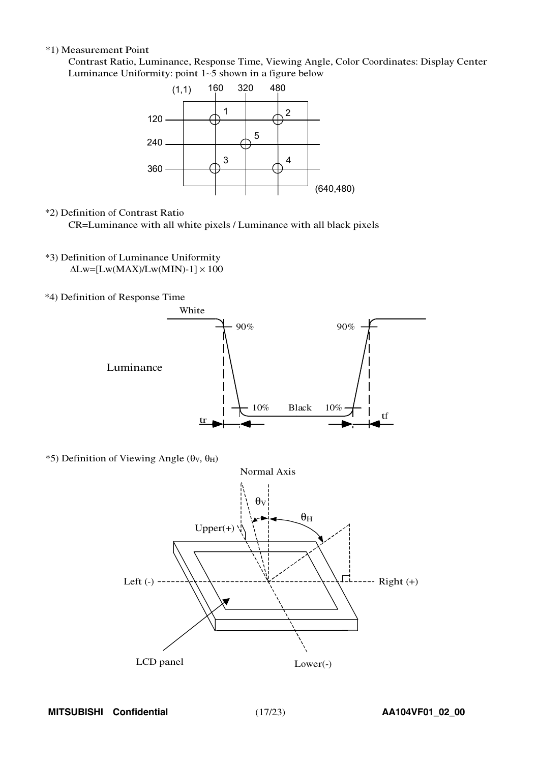*1) Measurement Point

Contrast Ratio, Luminance, Response Time, Viewing Angle, Color Coordinates: Display Center

Luminance Uniformity: point 1~5 shown in a figure below

*2) Definition of Contrast Ratio

CR=Luminance with all white pixels / Luminance with all black pixels

*3) Definition of Luminance Uniformity

$\Delta Lw = [Lw(MAX)/Lw(MIN) - 1] \times 100$

*4) Definition of Response Time

*5) Definition of Viewing Angle ($\theta_V$, $\theta_H$)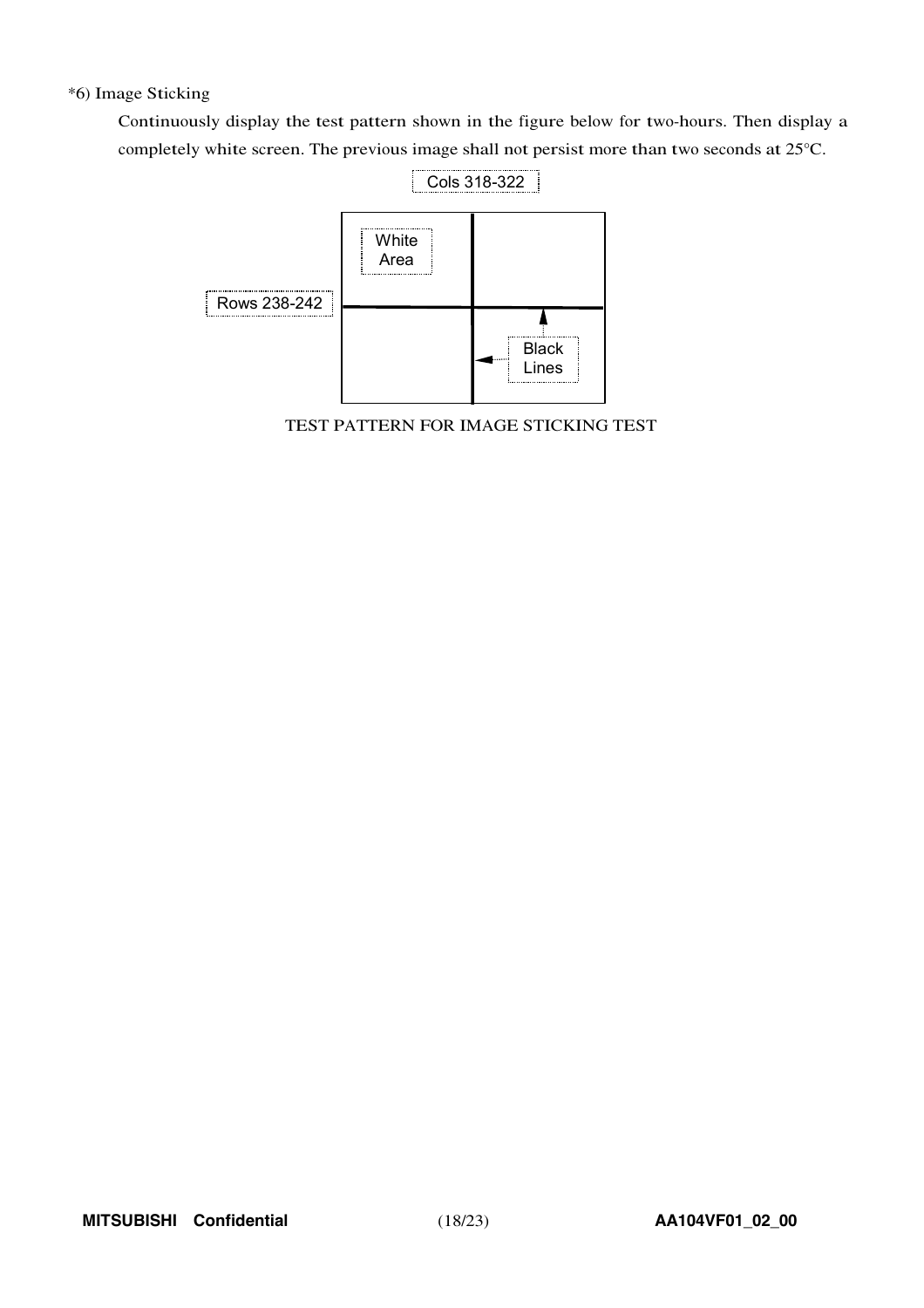*6) Image Sticking

Continuously display the test pattern shown in the figure below for two-hours. Then display a completely white screen. The previous image shall not persist more than two seconds at 25°C.

Cols 318-322

White Area

Rows 238-242

Black Lines

TEST PATTERN FOR IMAGE STICKING TEST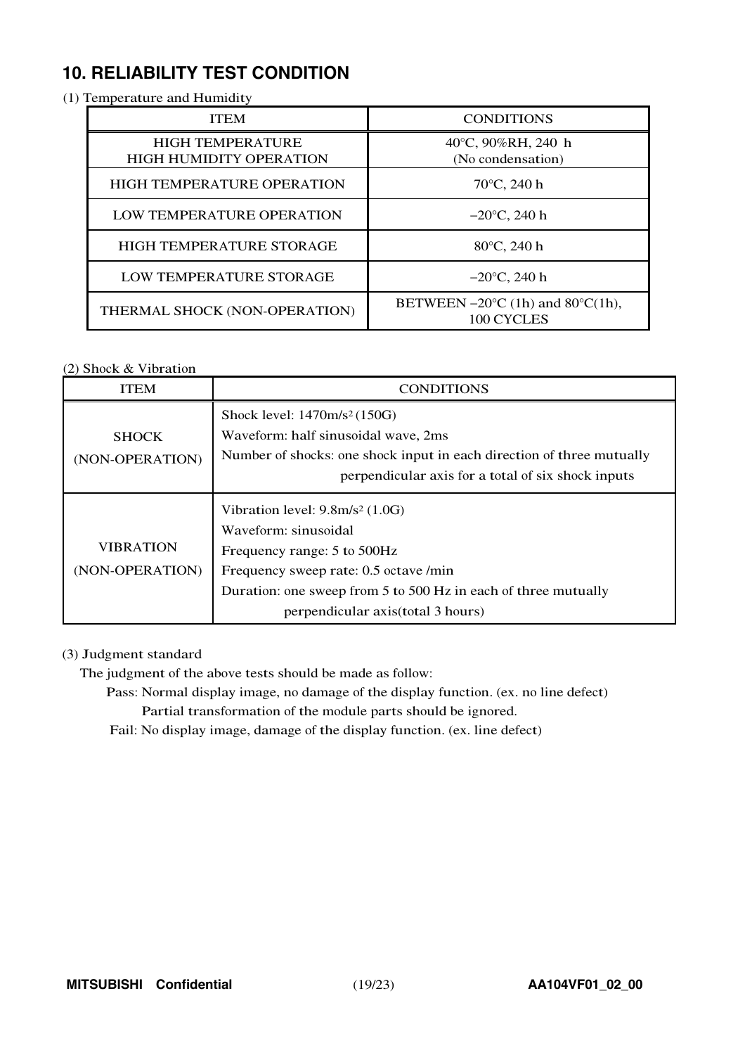## 10. RELIABILITY TEST CONDITION

(1) Temperature and Humidity

| ITEM | CONDITIONS |
|---|---|
| HIGH TEMPERATURE HIGH HUMIDITY OPERATION | 40°C, 90%RH, 240 h (No condensation) |
| HIGH TEMPERATURE OPERATION | 70°C, 240 h |
| LOW TEMPERATURE OPERATION | −20°C, 240 h |
| HIGH TEMPERATURE STORAGE | 80°C, 240 h |
| LOW TEMPERATURE STORAGE | −20°C, 240 h |
| THERMAL SHOCK (NON-OPERATION) | BETWEEN −20°C (1h) and 80°C(1h), 100 CYCLES |

(2) Shock & Vibration

| ITEM | CONDITIONS |
|---|---|
| SHOCK (NON-OPERATION) | Shock level: 1470m/s² (150G)<br>Waveform: half sinusoidal wave, 2ms<br>Number of shocks: one shock input in each direction of three mutually perpendicular axis for a total of six shock inputs |
| VIBRATION (NON-OPERATION) | Vibration level: 9.8m/s² (1.0G)<br>Waveform: sinusoidal<br>Frequency range: 5 to 500Hz<br>Frequency sweep rate: 0.5 octave /min<br>Duration: one sweep from 5 to 500 Hz in each of three mutually perpendicular axis(total 3 hours) |

(3) Judgment standard

The judgment of the above tests should be made as follow:

Pass: Normal display image, no damage of the display function. (ex. no line defect)
Partial transformation of the module parts should be ignored.

Fail: No display image, damage of the display function. (ex. line defect)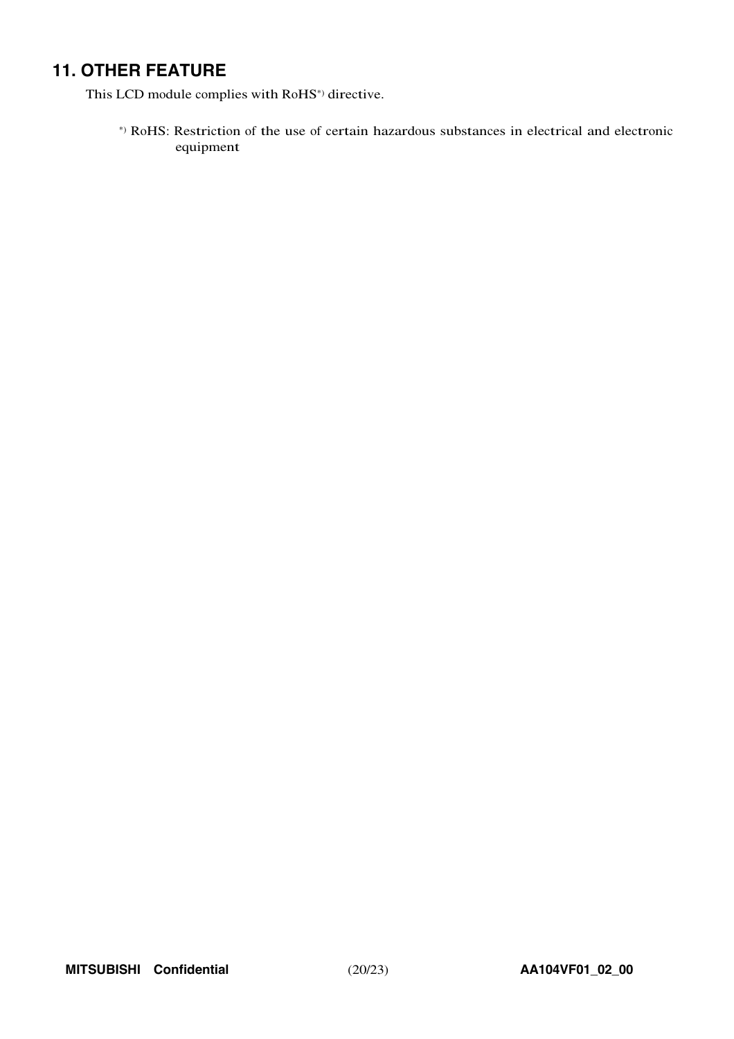## 11. OTHER FEATURE

This LCD module complies with RoHS*) directive.

*) RoHS: Restriction of the use of certain hazardous substances in electrical and electronic equipment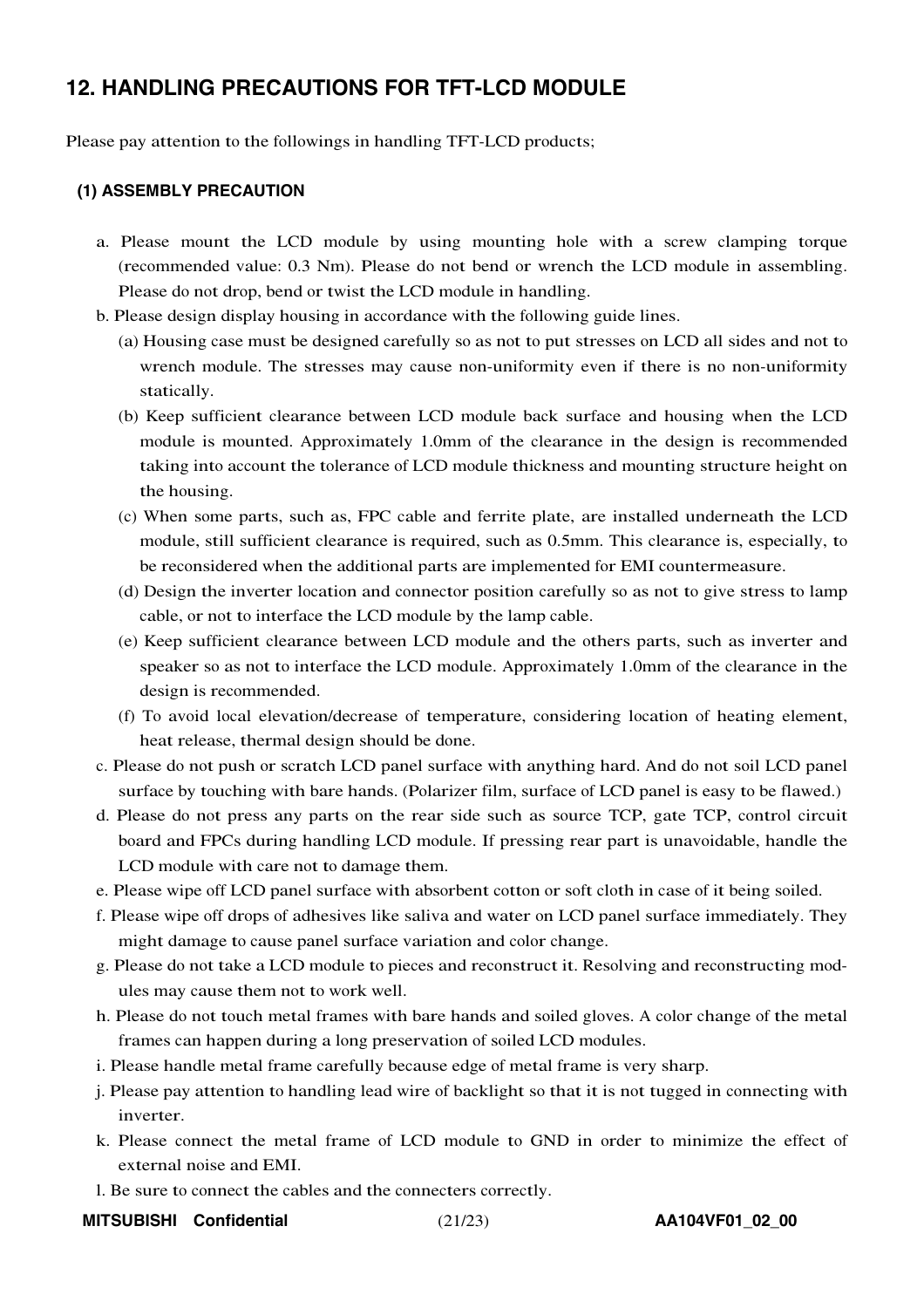## 12. HANDLING PRECAUTIONS FOR TFT-LCD MODULE

Please pay attention to the followings in handling TFT-LCD products;

### (1) ASSEMBLY PRECAUTION

a. Please mount the LCD module by using mounting hole with a screw clamping torque (recommended value: 0.3 Nm). Please do not bend or wrench the LCD module in assembling. Please do not drop, bend or twist the LCD module in handling.

b. Please design display housing in accordance with the following guide lines.

(a) Housing case must be designed carefully so as not to put stresses on LCD all sides and not to wrench module. The stresses may cause non-uniformity even if there is no non-uniformity statically.

(b) Keep sufficient clearance between LCD module back surface and housing when the LCD module is mounted. Approximately 1.0mm of the clearance in the design is recommended taking into account the tolerance of LCD module thickness and mounting structure height on the housing.

(c) When some parts, such as, FPC cable and ferrite plate, are installed underneath the LCD module, still sufficient clearance is required, such as 0.5mm. This clearance is, especially, to be reconsidered when the additional parts are implemented for EMI countermeasure.

(d) Design the inverter location and connector position carefully so as not to give stress to lamp cable, or not to interface the LCD module by the lamp cable.

(e) Keep sufficient clearance between LCD module and the others parts, such as inverter and speaker so as not to interface the LCD module. Approximately 1.0mm of the clearance in the design is recommended.

(f) To avoid local elevation/decrease of temperature, considering location of heating element, heat release, thermal design should be done.

c. Please do not push or scratch LCD panel surface with anything hard. And do not soil LCD panel surface by touching with bare hands. (Polarizer film, surface of LCD panel is easy to be flawed.)

d. Please do not press any parts on the rear side such as source TCP, gate TCP, control circuit board and FPCs during handling LCD module. If pressing rear part is unavoidable, handle the LCD module with care not to damage them.

e. Please wipe off LCD panel surface with absorbent cotton or soft cloth in case of it being soiled.

f. Please wipe off drops of adhesives like saliva and water on LCD panel surface immediately. They might damage to cause panel surface variation and color change.

g. Please do not take a LCD module to pieces and reconstruct it. Resolving and reconstructing modules may cause them not to work well.

h. Please do not touch metal frames with bare hands and soiled gloves. A color change of the metal frames can happen during a long preservation of soiled LCD modules.

i. Please handle metal frame carefully because edge of metal frame is very sharp.

j. Please pay attention to handling lead wire of backlight so that it is not tugged in connecting with inverter.

k. Please connect the metal frame of LCD module to GND in order to minimize the effect of external noise and EMI.

l. Be sure to connect the cables and the connecters correctly.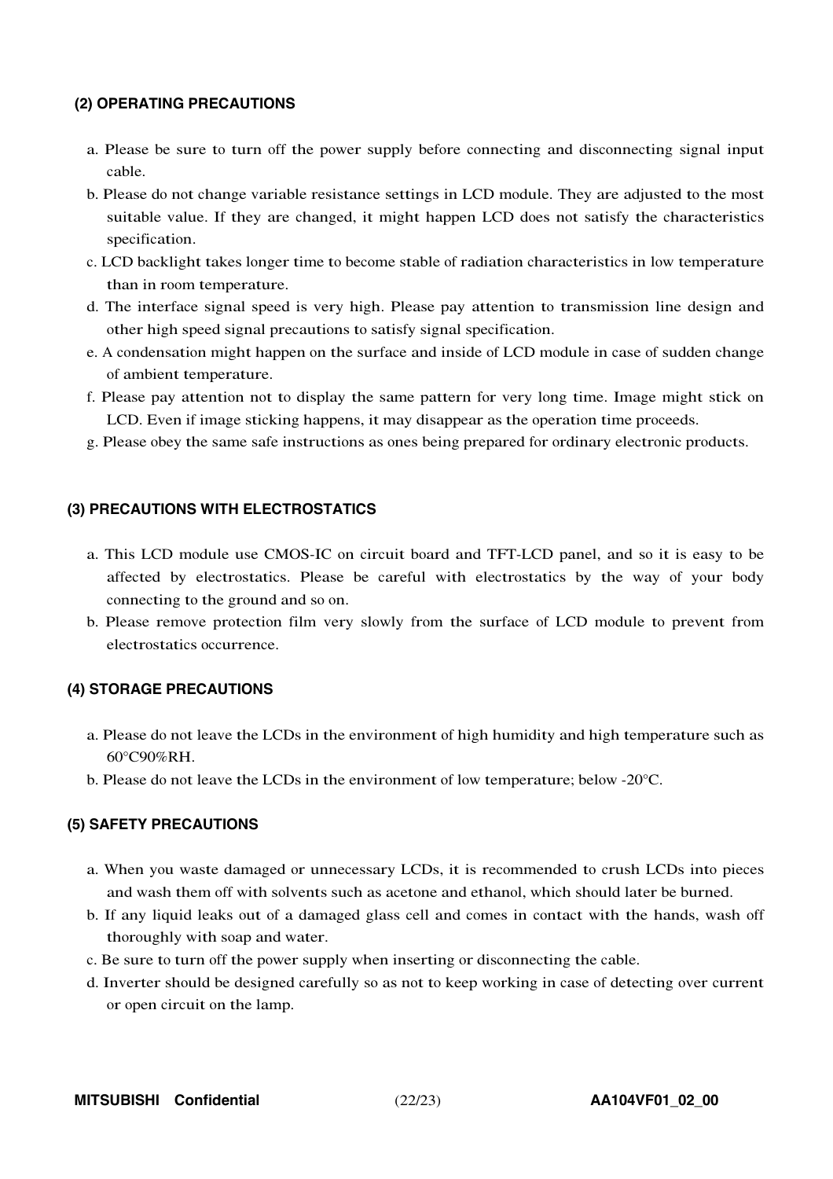### (2) OPERATING PRECAUTIONS

a. Please be sure to turn off the power supply before connecting and disconnecting signal input cable.

b. Please do not change variable resistance settings in LCD module. They are adjusted to the most suitable value. If they are changed, it might happen LCD does not satisfy the characteristics specification.

c. LCD backlight takes longer time to become stable of radiation characteristics in low temperature than in room temperature.

d. The interface signal speed is very high. Please pay attention to transmission line design and other high speed signal precautions to satisfy signal specification.

e. A condensation might happen on the surface and inside of LCD module in case of sudden change of ambient temperature.

f. Please pay attention not to display the same pattern for very long time. Image might stick on LCD. Even if image sticking happens, it may disappear as the operation time proceeds.

g. Please obey the same safe instructions as ones being prepared for ordinary electronic products.

### (3) PRECAUTIONS WITH ELECTROSTATICS

a. This LCD module use CMOS-IC on circuit board and TFT-LCD panel, and so it is easy to be affected by electrostatics. Please be careful with electrostatics by the way of your body connecting to the ground and so on.

b. Please remove protection film very slowly from the surface of LCD module to prevent from electrostatics occurrence.

### (4) STORAGE PRECAUTIONS

a. Please do not leave the LCDs in the environment of high humidity and high temperature such as 60°C90%RH.

b. Please do not leave the LCDs in the environment of low temperature; below -20°C.

### (5) SAFETY PRECAUTIONS

a. When you waste damaged or unnecessary LCDs, it is recommended to crush LCDs into pieces and wash them off with solvents such as acetone and ethanol, which should later be burned.

b. If any liquid leaks out of a damaged glass cell and comes in contact with the hands, wash off thoroughly with soap and water.

c. Be sure to turn off the power supply when inserting or disconnecting the cable.

d. Inverter should be designed carefully so as not to keep working in case of detecting over current or open circuit on the lamp.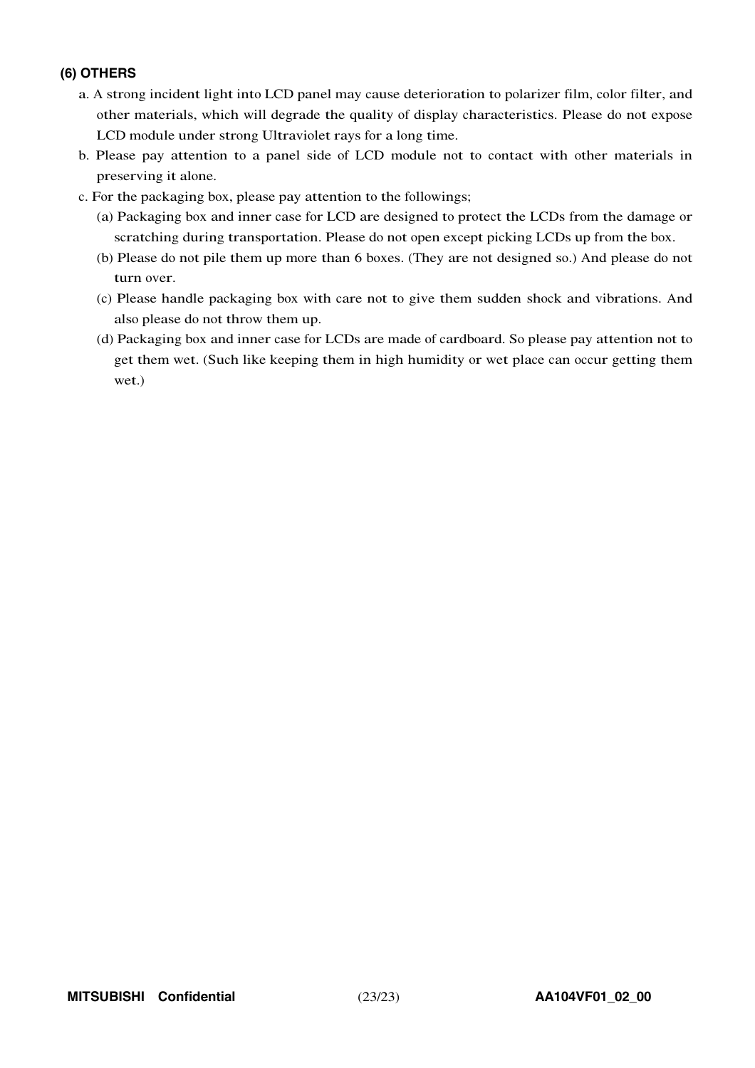### (6) OTHERS

a. A strong incident light into LCD panel may cause deterioration to polarizer film, color filter, and other materials, which will degrade the quality of display characteristics. Please do not expose LCD module under strong Ultraviolet rays for a long time.

b. Please pay attention to a panel side of LCD module not to contact with other materials in preserving it alone.

c. For the packaging box, please pay attention to the followings;

 (a) Packaging box and inner case for LCD are designed to protect the LCDs from the damage or scratching during transportation. Please do not open except picking LCDs up from the box.

 (b) Please do not pile them up more than 6 boxes. (They are not designed so.) And please do not turn over.

 (c) Please handle packaging box with care not to give them sudden shock and vibrations. And also please do not throw them up.

 (d) Packaging box and inner case for LCDs are made of cardboard. So please pay attention not to get them wet. (Such like keeping them in high humidity or wet place can occur getting them wet.)